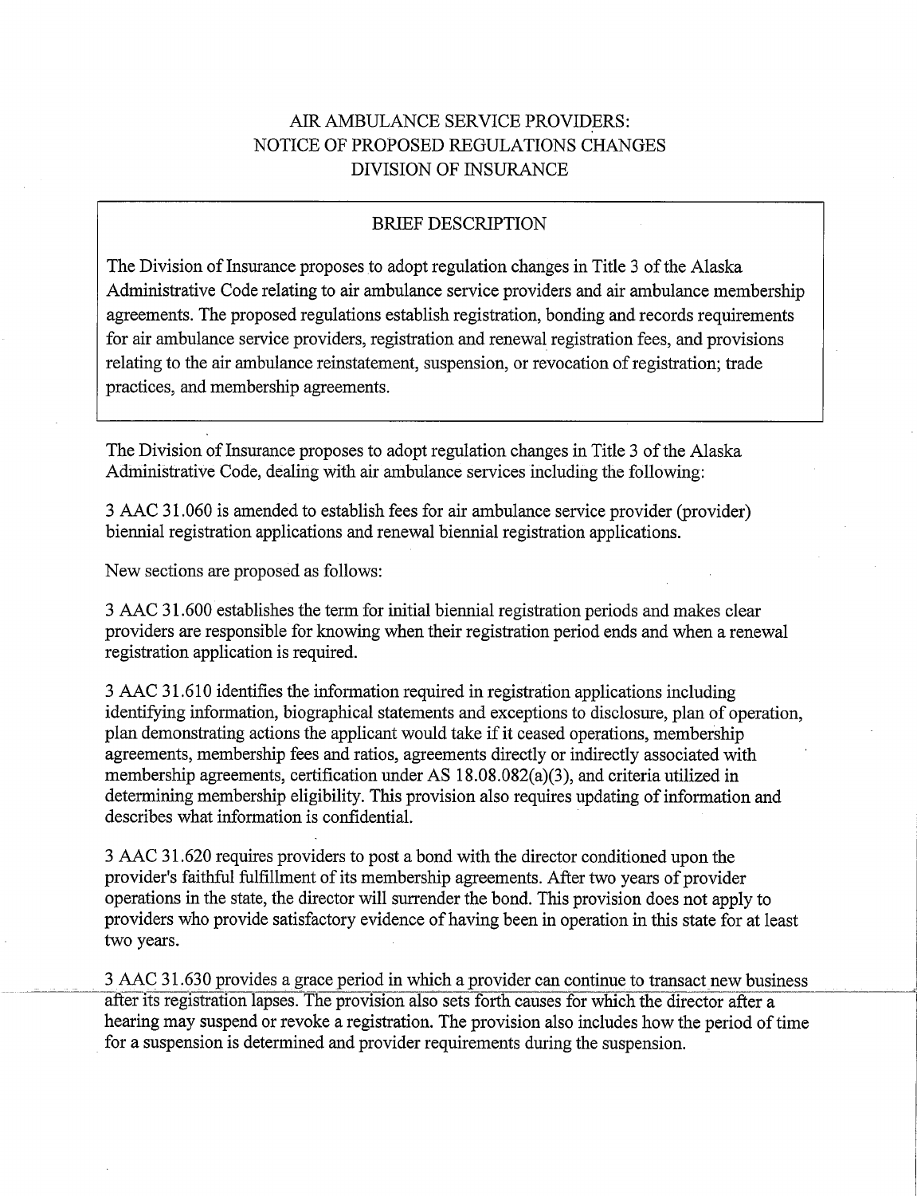# AIR AMBULANCE SERVICE PROVIDERS:
# NOTICE OF PROPOSED REGULATIONS CHANGES
# DIVISION OF INSURANCE

## BRIEF DESCRIPTION

The Division of Insurance proposes to adopt regulation changes in Title 3 of the Alaska Administrative Code relating to air ambulance service providers and air ambulance membership agreements. The proposed regulations establish registration, bonding and records requirements for air ambulance service providers, registration and renewal registration fees, and provisions relating to the air ambulance reinstatement, suspension, or revocation of registration; trade practices, and membership agreements.

---

The Division of Insurance proposes to adopt regulation changes in Title 3 of the Alaska Administrative Code, dealing with air ambulance services including the following:

3 AAC 31.060 is amended to establish fees for air ambulance service provider (provider) biennial registration applications and renewal biennial registration applications.

New sections are proposed as follows:

3 AAC 31.600 establishes the term for initial biennial registration periods and makes clear providers are responsible for knowing when their registration period ends and when a renewal registration application is required.

3 AAC 31.610 identifies the information required in registration applications including identifying information, biographical statements and exceptions to disclosure, plan of operation, plan demonstrating actions the applicant would take if it ceased operations, membership agreements, membership fees and ratios, agreements directly or indirectly associated with membership agreements, certification under AS 18.08.082(a)(3), and criteria utilized in determining membership eligibility. This provision also requires updating of information and describes what information is confidential.

3 AAC 31.620 requires providers to post a bond with the director conditioned upon the provider's faithful fulfillment of its membership agreements. After two years of provider operations in the state, the director will surrender the bond. This provision does not apply to providers who provide satisfactory evidence of having been in operation in this state for at least two years.

3 AAC 31.630 provides a grace period in which a provider can continue to transact new business after its registration lapses. The provision also sets forth causes for which the director after a hearing may suspend or revoke a registration. The provision also includes how the period of time for a suspension is determined and provider requirements during the suspension.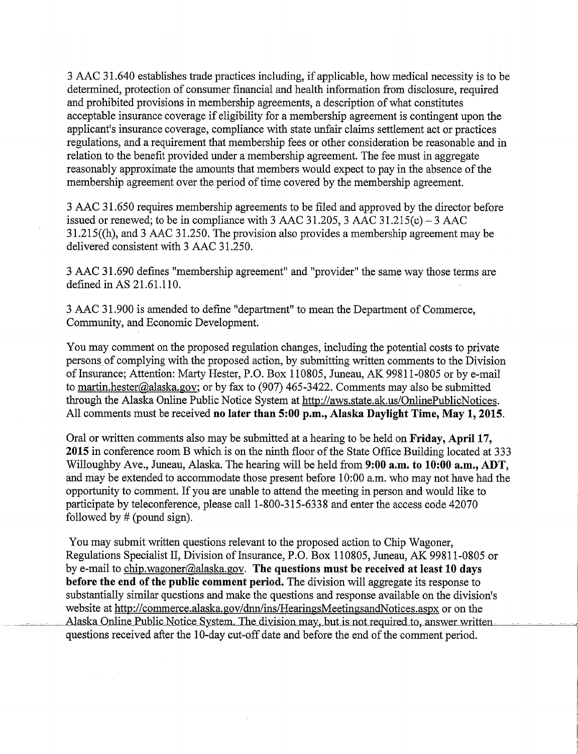3 AAC 31.640 establishes trade practices including, if applicable, how medical necessity is to be determined, protection of consumer financial and health information from disclosure, required and prohibited provisions in membership agreements, a description of what constitutes acceptable insurance coverage if eligibility for a membership agreement is contingent upon the applicant's insurance coverage, compliance with state unfair claims settlement act or practices regulations, and a requirement that membership fees or other consideration be reasonable and in relation to the benefit provided under a membership agreement. The fee must in aggregate reasonably approximate the amounts that members would expect to pay in the absence of the membership agreement over the period of time covered by the membership agreement.

3 AAC 31.650 requires membership agreements to be filed and approved by the director before issued or renewed; to be in compliance with 3 AAC 31.205, 3 AAC 31.215(c) – 3 AAC 31.215((h), and 3 AAC 31.250. The provision also provides a membership agreement may be delivered consistent with 3 AAC 31.250.

3 AAC 31.690 defines "membership agreement" and "provider" the same way those terms are defined in AS 21.61.110.

3 AAC 31.900 is amended to define "department" to mean the Department of Commerce, Community, and Economic Development.

You may comment on the proposed regulation changes, including the potential costs to private persons of complying with the proposed action, by submitting written comments to the Division of Insurance; Attention: Marty Hester, P.O. Box 110805, Juneau, AK 99811-0805 or by e-mail to martin.hester@alaska.gov; or by fax to (907) 465-3422. Comments may also be submitted through the Alaska Online Public Notice System at http://aws.state.ak.us/OnlinePublicNotices. All comments must be received **no later than 5:00 p.m., Alaska Daylight Time, May 1, 2015**.

Oral or written comments also may be submitted at a hearing to be held on **Friday, April 17, 2015** in conference room B which is on the ninth floor of the State Office Building located at 333 Willoughby Ave., Juneau, Alaska. The hearing will be held from **9:00 a.m. to 10:00 a.m., ADT**, and may be extended to accommodate those present before 10:00 a.m. who may not have had the opportunity to comment. If you are unable to attend the meeting in person and would like to participate by teleconference, please call 1-800-315-6338 and enter the access code 42070 followed by # (pound sign).

You may submit written questions relevant to the proposed action to Chip Wagoner, Regulations Specialist II, Division of Insurance, P.O. Box 110805, Juneau, AK 99811-0805 or by e-mail to chip.wagoner@alaska.gov. **The questions must be received at least 10 days before the end of the public comment period.** The division will aggregate its response to substantially similar questions and make the questions and response available on the division's website at http://commerce.alaska.gov/dnn/ins/HearingsMeetingsandNotices.aspx or on the Alaska Online Public Notice System. The division may, but is not required to, answer written questions received after the 10-day cut-off date and before the end of the comment period.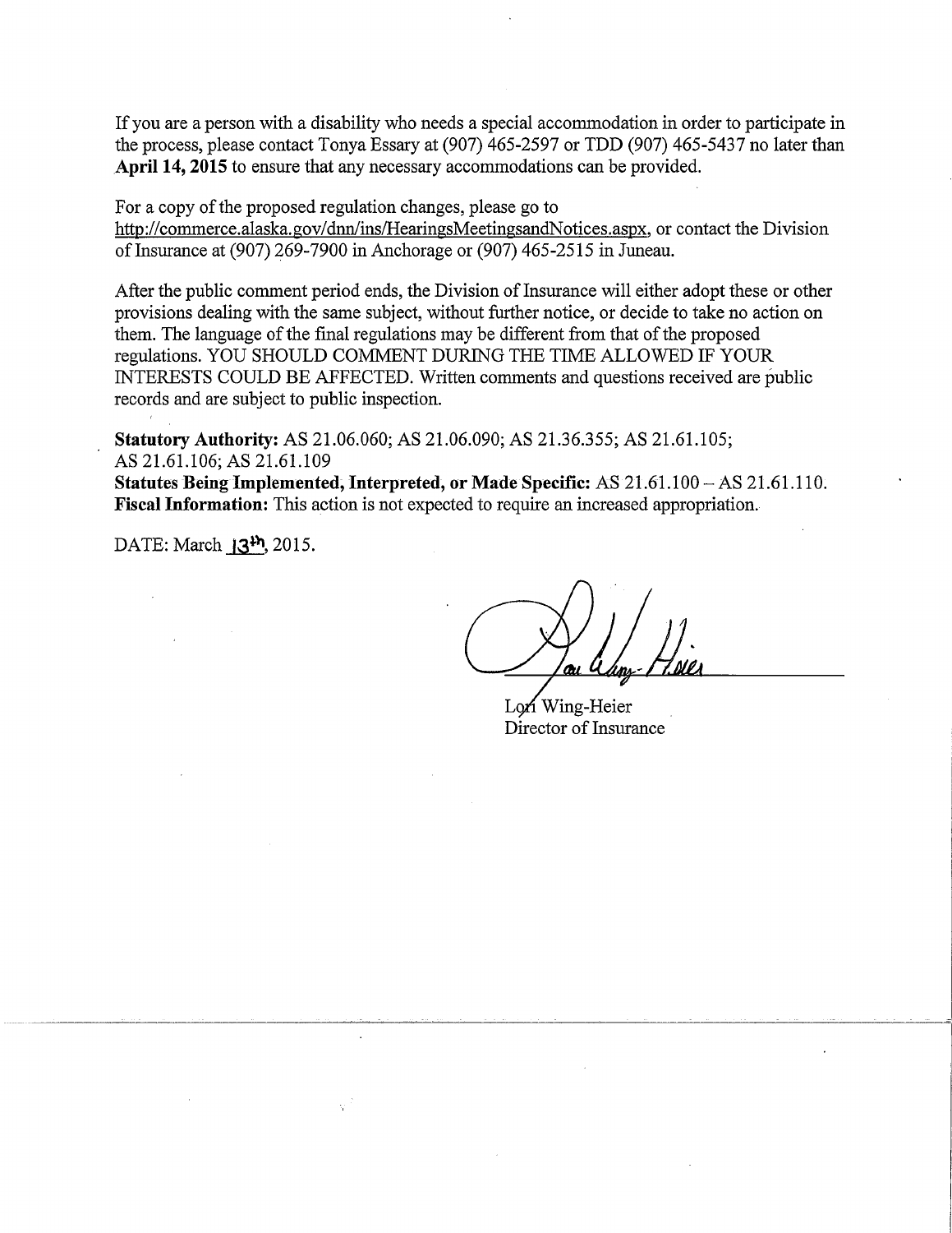If you are a person with a disability who needs a special accommodation in order to participate in the process, please contact Tonya Essary at (907) 465-2597 or TDD (907) 465-5437 no later than **April 14, 2015** to ensure that any necessary accommodations can be provided.

For a copy of the proposed regulation changes, please go to http://commerce.alaska.gov/dnn/ins/HearingsMeetingsandNotices.aspx, or contact the Division of Insurance at (907) 269-7900 in Anchorage or (907) 465-2515 in Juneau.

After the public comment period ends, the Division of Insurance will either adopt these or other provisions dealing with the same subject, without further notice, or decide to take no action on them. The language of the final regulations may be different from that of the proposed regulations. YOU SHOULD COMMENT DURING THE TIME ALLOWED IF YOUR INTERESTS COULD BE AFFECTED. Written comments and questions received are public records and are subject to public inspection.

**Statutory Authority:** AS 21.06.060; AS 21.06.090; AS 21.36.355; AS 21.61.105; AS 21.61.106; AS 21.61.109
**Statutes Being Implemented, Interpreted, or Made Specific:** AS 21.61.100 – AS 21.61.110.
**Fiscal Information:** This action is not expected to require an increased appropriation.

DATE: March 13th, 2015.

Lori Wing-Heier
Director of Insurance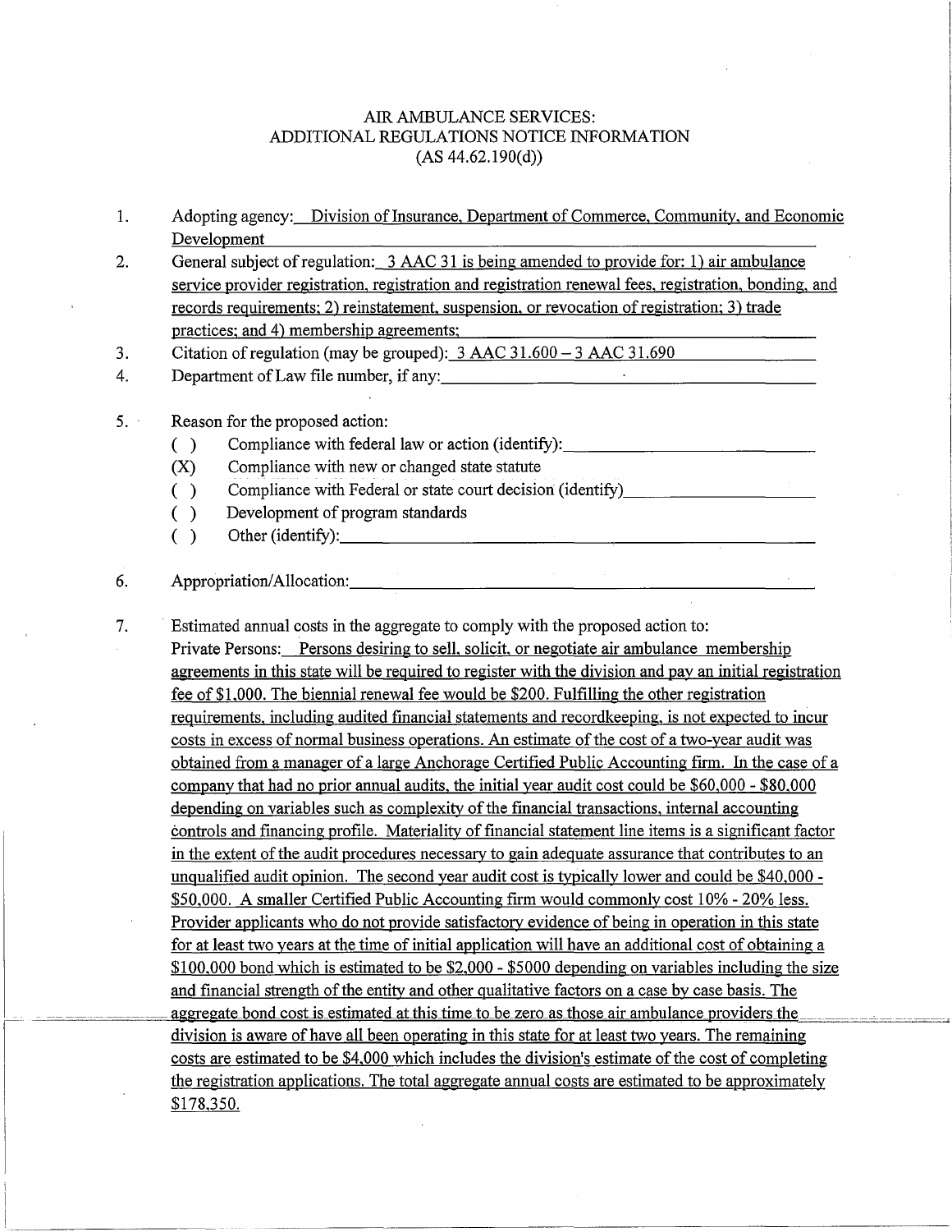AIR AMBULANCE SERVICES:
ADDITIONAL REGULATIONS NOTICE INFORMATION
(AS 44.62.190(d))

1. Adopting agency: Division of Insurance, Department of Commerce, Community, and Economic Development

2. General subject of regulation: 3 AAC 31 is being amended to provide for: 1) air ambulance service provider registration, registration and registration renewal fees, registration, bonding, and records requirements; 2) reinstatement, suspension, or revocation of registration; 3) trade practices; and 4) membership agreements;

3. Citation of regulation (may be grouped): 3 AAC 31.600 – 3 AAC 31.690

4. Department of Law file number, if any: \_\_\_\_\_\_\_\_\_\_

5. Reason for the proposed action:
   - ( ) Compliance with federal law or action (identify): \_\_\_\_\_\_\_\_\_\_
   - (X) Compliance with new or changed state statute
   - ( ) Compliance with Federal or state court decision (identify) \_\_\_\_\_\_\_\_\_\_
   - ( ) Development of program standards
   - ( ) Other (identify): \_\_\_\_\_\_\_\_\_\_

6. Appropriation/Allocation: \_\_\_\_\_\_\_\_\_\_

7. Estimated annual costs in the aggregate to comply with the proposed action to:
   Private Persons: Persons desiring to sell, solicit, or negotiate air ambulance membership agreements in this state will be required to register with the division and pay an initial registration fee of $1,000. The biennial renewal fee would be $200. Fulfilling the other registration requirements, including audited financial statements and recordkeeping, is not expected to incur costs in excess of normal business operations. An estimate of the cost of a two-year audit was obtained from a manager of a large Anchorage Certified Public Accounting firm. In the case of a company that had no prior annual audits, the initial year audit cost could be $60,000 - $80,000 depending on variables such as complexity of the financial transactions, internal accounting controls and financing profile. Materiality of financial statement line items is a significant factor in the extent of the audit procedures necessary to gain adequate assurance that contributes to an unqualified audit opinion. The second year audit cost is typically lower and could be $40,000 - $50,000. A smaller Certified Public Accounting firm would commonly cost 10% - 20% less. Provider applicants who do not provide satisfactory evidence of being in operation in this state for at least two years at the time of initial application will have an additional cost of obtaining a $100,000 bond which is estimated to be $2,000 - $5000 depending on variables including the size and financial strength of the entity and other qualitative factors on a case by case basis. The aggregate bond cost is estimated at this time to be zero as those air ambulance providers the division is aware of have all been operating in this state for at least two years. The remaining costs are estimated to be $4,000 which includes the division's estimate of the cost of completing the registration applications. The total aggregate annual costs are estimated to be approximately $178,350.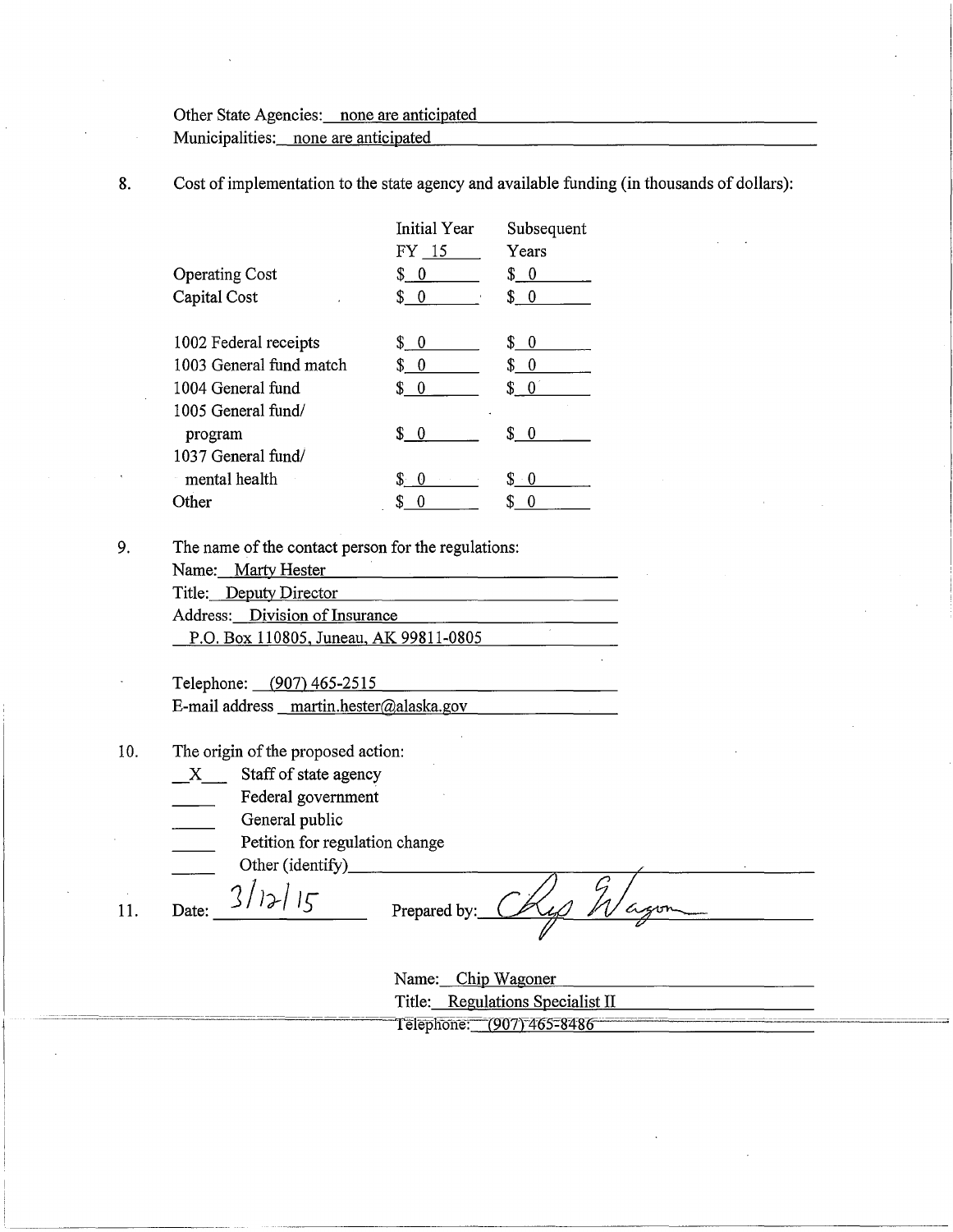Other State Agencies: none are anticipated
Municipalities: none are anticipated

8. Cost of implementation to the state agency and available funding (in thousands of dollars):

| | Initial Year FY 15 | Subsequent Years |
|---|---|---|
| Operating Cost | $ 0 | $ 0 |
| Capital Cost | $ 0 | $ 0 |
| 1002 Federal receipts | $ 0 | $ 0 |
| 1003 General fund match | $ 0 | $ 0 |
| 1004 General fund | $ 0 | $ 0 |
| 1005 General fund/ program | $ 0 | $ 0 |
| 1037 General fund/ mental health | $ 0 | $ 0 |
| Other | $ 0 | $ 0 |

9. The name of the contact person for the regulations:
Name: Marty Hester
Title: Deputy Director
Address: Division of Insurance
P.O. Box 110805, Juneau, AK 99811-0805

Telephone: (907) 465-2515
E-mail address martin.hester@alaska.gov

10. The origin of the proposed action:
X Staff of state agency
___ Federal government
___ General public
___ Petition for regulation change
___ Other (identify)

11. Date: 3/12/15 Prepared by: Chip Wagoner

Name: Chip Wagoner
Title: Regulations Specialist II
Telephone: (907) 465-8486